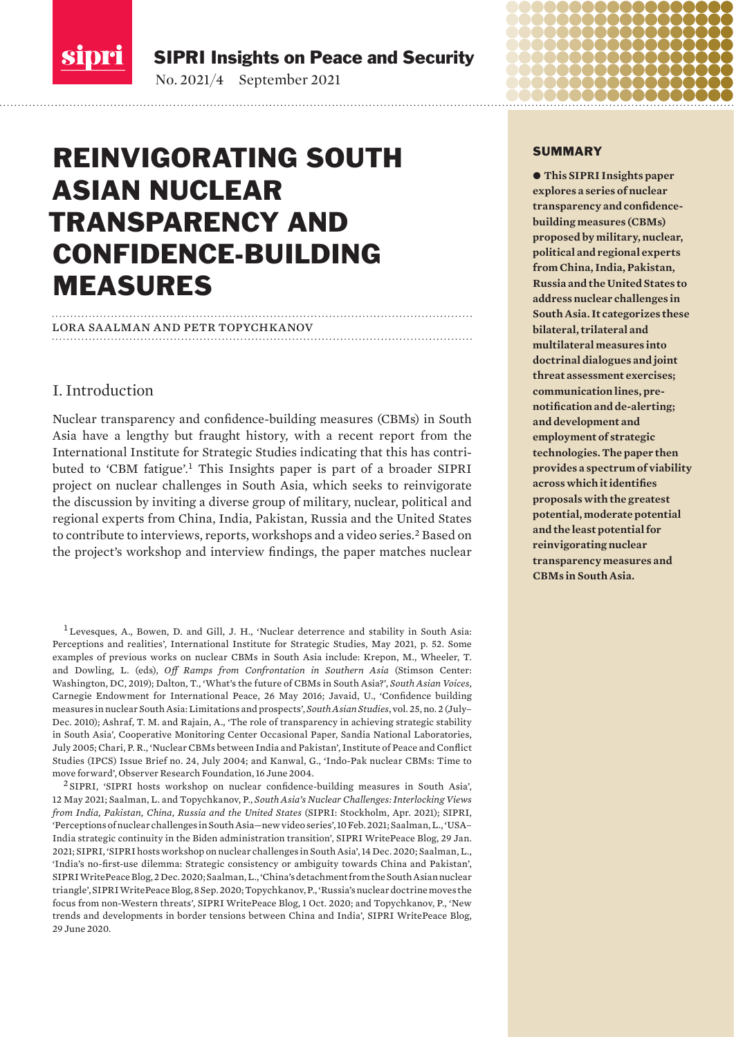SIPRI Insights on Peace and Security

No. 2021/4 September 2021

# REINVIGORATING SOUTH ASIAN NUCLEAR TRANSPARENCY AND CONFIDENCE-BUILDING MEASURES

LORA SAALMAN AND PETR TOPYCHKANOV

## SUMMARY

**This SIPRI Insights paper explores a series of nuclear transparency and confidence-building measures (CBMs) proposed by military, nuclear, political and regional experts from China, India, Pakistan, Russia and the United States to address nuclear challenges in South Asia. It categorizes these bilateral, trilateral and multilateral measures into doctrinal dialogues and joint threat assessment exercises; communication lines, pre-notification and de-alerting; and development and employment of strategic technologies. The paper then provides a spectrum of viability across which it identifies proposals with the greatest potential, moderate potential and the least potential for reinvigorating nuclear transparency measures and CBMs in South Asia.**

## I. Introduction

Nuclear transparency and confidence-building measures (CBMs) in South Asia have a lengthy but fraught history, with a recent report from the International Institute for Strategic Studies indicating that this has contributed to 'CBM fatigue'.[1] This Insights paper is part of a broader SIPRI project on nuclear challenges in South Asia, which seeks to reinvigorate the discussion by inviting a diverse group of military, nuclear, political and regional experts from China, India, Pakistan, Russia and the United States to contribute to interviews, reports, workshops and a video series.[2] Based on the project's workshop and interview findings, the paper matches nuclear

[1] Levesques, A., Bowen, D. and Gill, J. H., 'Nuclear deterrence and stability in South Asia: Perceptions and realities', International Institute for Strategic Studies, May 2021, p. 52. Some examples of previous works on nuclear CBMs in South Asia include: Krepon, M., Wheeler, T. and Dowling, L. (eds), *Off Ramps from Confrontation in Southern Asia* (Stimson Center: Washington, DC, 2019); Dalton, T., 'What's the future of CBMs in South Asia?', *South Asian Voices*, Carnegie Endowment for International Peace, 26 May 2016; Javaid, U., 'Confidence building measures in nuclear South Asia: Limitations and prospects', *South Asian Studies*, vol. 25, no. 2 (July–Dec. 2010); Ashraf, T. M. and Rajain, A., 'The role of transparency in achieving strategic stability in South Asia', Cooperative Monitoring Center Occasional Paper, Sandia National Laboratories, July 2005; Chari, P. R., 'Nuclear CBMs between India and Pakistan', Institute of Peace and Conflict Studies (IPCS) Issue Brief no. 24, July 2004; and Kanwal, G., 'Indo-Pak nuclear CBMs: Time to move forward', Observer Research Foundation, 16 June 2004.

[2] SIPRI, 'SIPRI hosts workshop on nuclear confidence-building measures in South Asia', 12 May 2021; Saalman, L. and Topychkanov, P., *South Asia's Nuclear Challenges: Interlocking Views from India, Pakistan, China, Russia and the United States* (SIPRI: Stockholm, Apr. 2021); SIPRI, 'Perceptions of nuclear challenges in South Asia—new video series', 10 Feb. 2021; Saalman, L., 'USA–India strategic continuity in the Biden administration transition', SIPRI WritePeace Blog, 29 Jan. 2021; SIPRI, 'SIPRI hosts workshop on nuclear challenges in South Asia', 14 Dec. 2020; Saalman, L., 'India's no-first-use dilemma: Strategic consistency or ambiguity towards China and Pakistan', SIPRI WritePeace Blog, 2 Dec. 2020; Saalman, L., 'China's detachment from the South Asian nuclear triangle', SIPRI WritePeace Blog, 8 Sep. 2020; Topychkanov, P., 'Russia's nuclear doctrine moves the focus from non-Western threats', SIPRI WritePeace Blog, 1 Oct. 2020; and Topychkanov, P., 'New trends and developments in border tensions between China and India', SIPRI WritePeace Blog, 29 June 2020.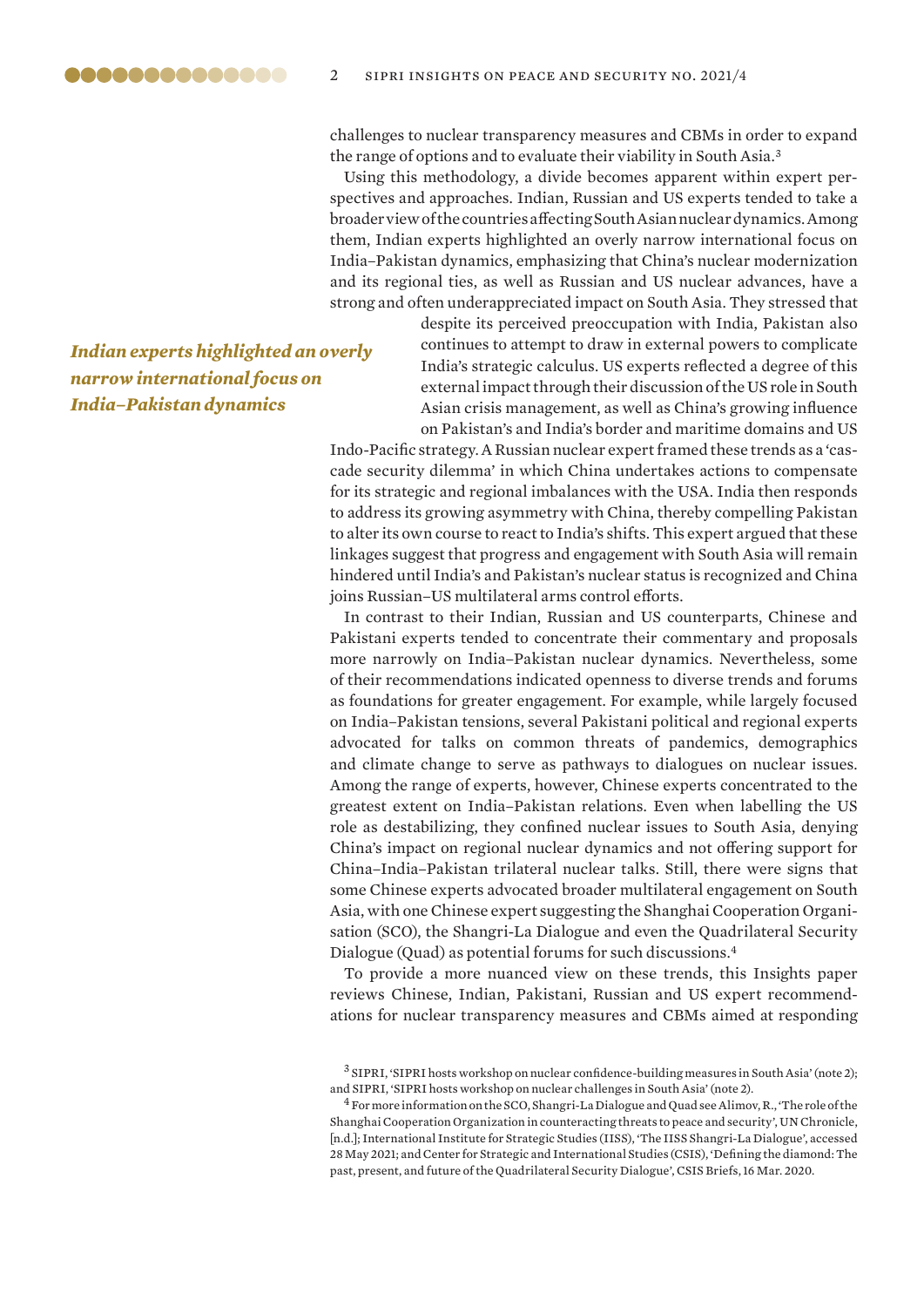challenges to nuclear transparency measures and CBMs in order to expand the range of options and to evaluate their viability in South Asia.[3]

Using this methodology, a divide becomes apparent within expert perspectives and approaches. Indian, Russian and US experts tended to take a broader view of the countries affecting South Asian nuclear dynamics. Among them, Indian experts highlighted an overly narrow international focus on India–Pakistan dynamics, emphasizing that China's nuclear modernization and its regional ties, as well as Russian and US nuclear advances, have a strong and often underappreciated impact on South Asia. They stressed that despite its perceived preoccupation with India, Pakistan also continues to attempt to draw in external powers to complicate India's strategic calculus. US experts reflected a degree of this external impact through their discussion of the US role in South Asian crisis management, as well as China's growing influence on Pakistan's and India's border and maritime domains and US Indo-Pacific strategy. A Russian nuclear expert framed these trends as a 'cascade security dilemma' in which China undertakes actions to compensate for its strategic and regional imbalances with the USA. India then responds to address its growing asymmetry with China, thereby compelling Pakistan to alter its own course to react to India's shifts. This expert argued that these linkages suggest that progress and engagement with South Asia will remain hindered until India's and Pakistan's nuclear status is recognized and China joins Russian–US multilateral arms control efforts.

*Indian experts highlighted an overly narrow international focus on India–Pakistan dynamics*

In contrast to their Indian, Russian and US counterparts, Chinese and Pakistani experts tended to concentrate their commentary and proposals more narrowly on India–Pakistan nuclear dynamics. Nevertheless, some of their recommendations indicated openness to diverse trends and forums as foundations for greater engagement. For example, while largely focused on India–Pakistan tensions, several Pakistani political and regional experts advocated for talks on common threats of pandemics, demographics and climate change to serve as pathways to dialogues on nuclear issues. Among the range of experts, however, Chinese experts concentrated to the greatest extent on India–Pakistan relations. Even when labelling the US role as destabilizing, they confined nuclear issues to South Asia, denying China's impact on regional nuclear dynamics and not offering support for China–India–Pakistan trilateral nuclear talks. Still, there were signs that some Chinese experts advocated broader multilateral engagement on South Asia, with one Chinese expert suggesting the Shanghai Cooperation Organisation (SCO), the Shangri-La Dialogue and even the Quadrilateral Security Dialogue (Quad) as potential forums for such discussions.[4]

To provide a more nuanced view on these trends, this Insights paper reviews Chinese, Indian, Pakistani, Russian and US expert recommendations for nuclear transparency measures and CBMs aimed at responding

[3] SIPRI, 'SIPRI hosts workshop on nuclear confidence-building measures in South Asia' (note 2); and SIPRI, 'SIPRI hosts workshop on nuclear challenges in South Asia' (note 2).

[4] For more information on the SCO, Shangri-La Dialogue and Quad see Alimov, R., 'The role of the Shanghai Cooperation Organization in counteracting threats to peace and security', UN Chronicle, [n.d.]; International Institute for Strategic Studies (IISS), 'The IISS Shangri-La Dialogue', accessed 28 May 2021; and Center for Strategic and International Studies (CSIS), 'Defining the diamond: The past, present, and future of the Quadrilateral Security Dialogue', CSIS Briefs, 16 Mar. 2020.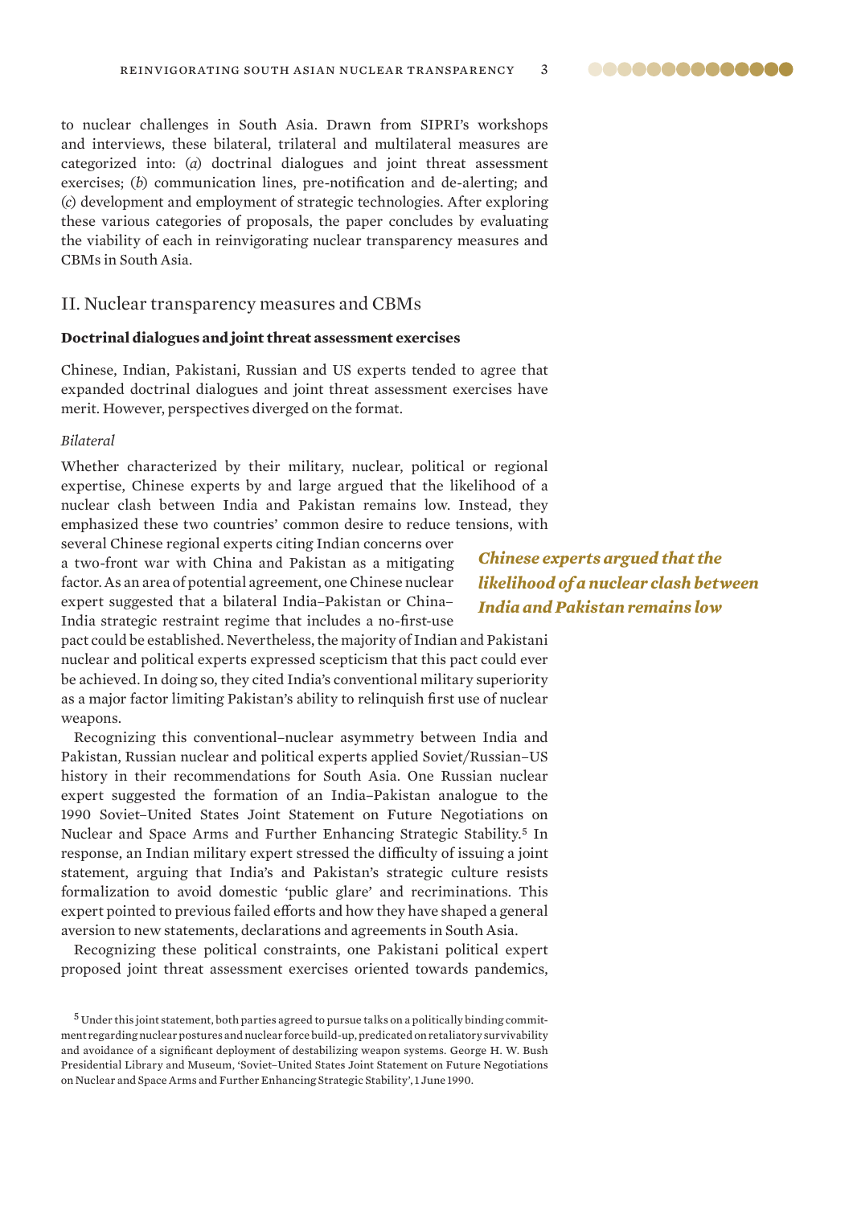to nuclear challenges in South Asia. Drawn from SIPRI's workshops and interviews, these bilateral, trilateral and multilateral measures are categorized into: (*a*) doctrinal dialogues and joint threat assessment exercises; (*b*) communication lines, pre-notification and de-alerting; and (*c*) development and employment of strategic technologies. After exploring these various categories of proposals, the paper concludes by evaluating the viability of each in reinvigorating nuclear transparency measures and CBMs in South Asia.

## II. Nuclear transparency measures and CBMs

### Doctrinal dialogues and joint threat assessment exercises

Chinese, Indian, Pakistani, Russian and US experts tended to agree that expanded doctrinal dialogues and joint threat assessment exercises have merit. However, perspectives diverged on the format.

*Bilateral*

Whether characterized by their military, nuclear, political or regional expertise, Chinese experts by and large argued that the likelihood of a nuclear clash between India and Pakistan remains low. Instead, they emphasized these two countries' common desire to reduce tensions, with several Chinese regional experts citing Indian concerns over a two-front war with China and Pakistan as a mitigating factor. As an area of potential agreement, one Chinese nuclear expert suggested that a bilateral India–Pakistan or China–India strategic restraint regime that includes a no-first-use pact could be established. Nevertheless, the majority of Indian and Pakistani nuclear and political experts expressed scepticism that this pact could ever be achieved. In doing so, they cited India's conventional military superiority as a major factor limiting Pakistan's ability to relinquish first use of nuclear weapons.

***Chinese experts argued that the likelihood of a nuclear clash between India and Pakistan remains low***

Recognizing this conventional–nuclear asymmetry between India and Pakistan, Russian nuclear and political experts applied Soviet/Russian–US history in their recommendations for South Asia. One Russian nuclear expert suggested the formation of an India–Pakistan analogue to the 1990 Soviet–United States Joint Statement on Future Negotiations on Nuclear and Space Arms and Further Enhancing Strategic Stability.[5] In response, an Indian military expert stressed the difficulty of issuing a joint statement, arguing that India's and Pakistan's strategic culture resists formalization to avoid domestic 'public glare' and recriminations. This expert pointed to previous failed efforts and how they have shaped a general aversion to new statements, declarations and agreements in South Asia.

Recognizing these political constraints, one Pakistani political expert proposed joint threat assessment exercises oriented towards pandemics,

[5] Under this joint statement, both parties agreed to pursue talks on a politically binding commitment regarding nuclear postures and nuclear force build-up, predicated on retaliatory survivability and avoidance of a significant deployment of destabilizing weapon systems. George H. W. Bush Presidential Library and Museum, 'Soviet–United States Joint Statement on Future Negotiations on Nuclear and Space Arms and Further Enhancing Strategic Stability', 1 June 1990.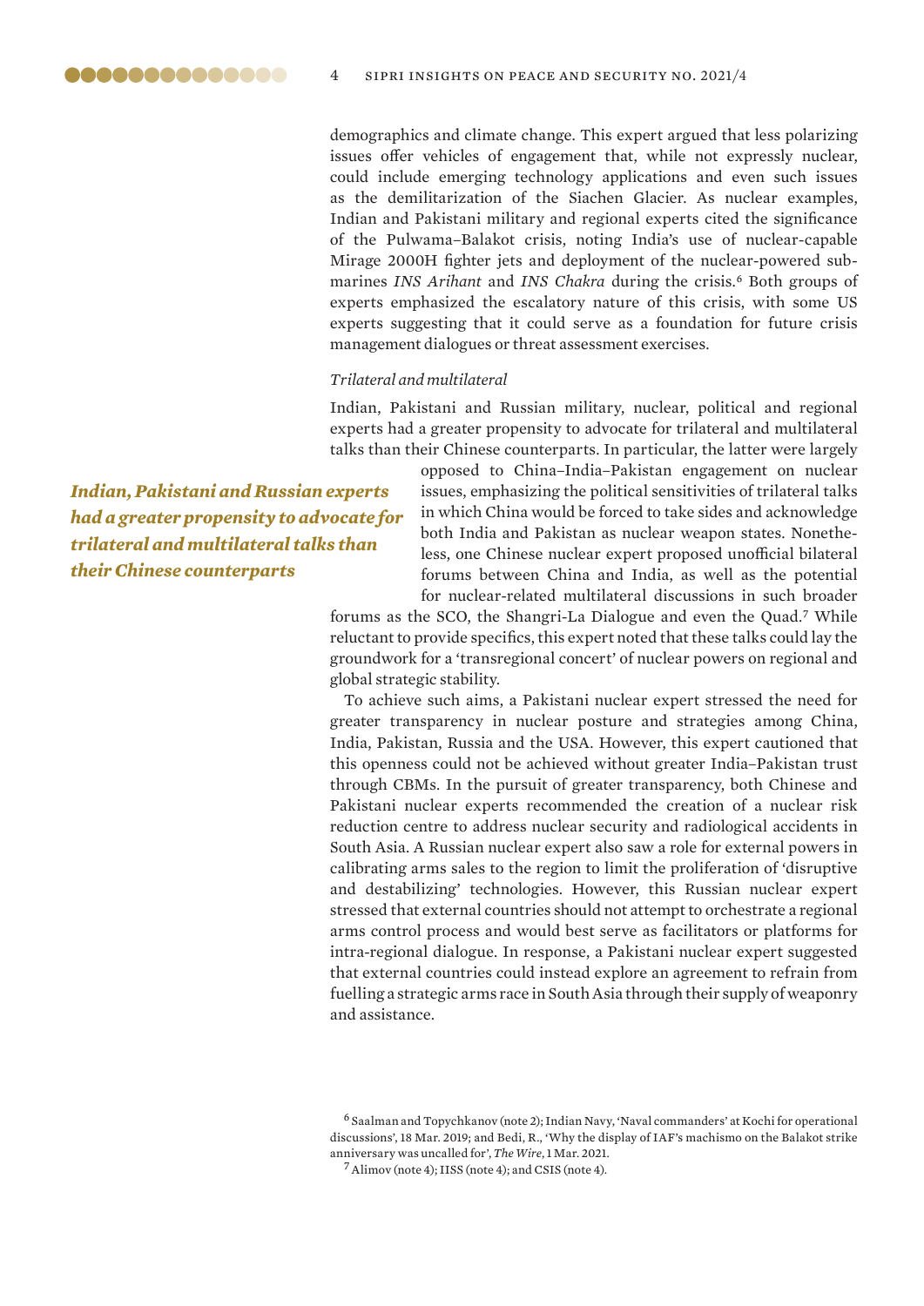demographics and climate change. This expert argued that less polarizing issues offer vehicles of engagement that, while not expressly nuclear, could include emerging technology applications and even such issues as the demilitarization of the Siachen Glacier. As nuclear examples, Indian and Pakistani military and regional experts cited the significance of the Pulwama–Balakot crisis, noting India's use of nuclear-capable Mirage 2000H fighter jets and deployment of the nuclear-powered submarines *INS Arihant* and *INS Chakra* during the crisis.[6] Both groups of experts emphasized the escalatory nature of this crisis, with some US experts suggesting that it could serve as a foundation for future crisis management dialogues or threat assessment exercises.

*Trilateral and multilateral*

Indian, Pakistani and Russian military, nuclear, political and regional experts had a greater propensity to advocate for trilateral and multilateral talks than their Chinese counterparts. In particular, the latter were largely opposed to China–India–Pakistan engagement on nuclear issues, emphasizing the political sensitivities of trilateral talks in which China would be forced to take sides and acknowledge both India and Pakistan as nuclear weapon states. Nonetheless, one Chinese nuclear expert proposed unofficial bilateral forums between China and India, as well as the potential for nuclear-related multilateral discussions in such broader forums as the SCO, the Shangri-La Dialogue and even the Quad.[7] While reluctant to provide specifics, this expert noted that these talks could lay the groundwork for a 'transregional concert' of nuclear powers on regional and global strategic stability.

***Indian, Pakistani and Russian experts had a greater propensity to advocate for trilateral and multilateral talks than their Chinese counterparts***

To achieve such aims, a Pakistani nuclear expert stressed the need for greater transparency in nuclear posture and strategies among China, India, Pakistan, Russia and the USA. However, this expert cautioned that this openness could not be achieved without greater India–Pakistan trust through CBMs. In the pursuit of greater transparency, both Chinese and Pakistani nuclear experts recommended the creation of a nuclear risk reduction centre to address nuclear security and radiological accidents in South Asia. A Russian nuclear expert also saw a role for external powers in calibrating arms sales to the region to limit the proliferation of 'disruptive and destabilizing' technologies. However, this Russian nuclear expert stressed that external countries should not attempt to orchestrate a regional arms control process and would best serve as facilitators or platforms for intra-regional dialogue. In response, a Pakistani nuclear expert suggested that external countries could instead explore an agreement to refrain from fuelling a strategic arms race in South Asia through their supply of weaponry and assistance.

[6] Saalman and Topychkanov (note 2); Indian Navy, 'Naval commanders' at Kochi for operational discussions', 18 Mar. 2019; and Bedi, R., 'Why the display of IAF's machismo on the Balakot strike anniversary was uncalled for', *The Wire*, 1 Mar. 2021.

[7] Alimov (note 4); IISS (note 4); and CSIS (note 4).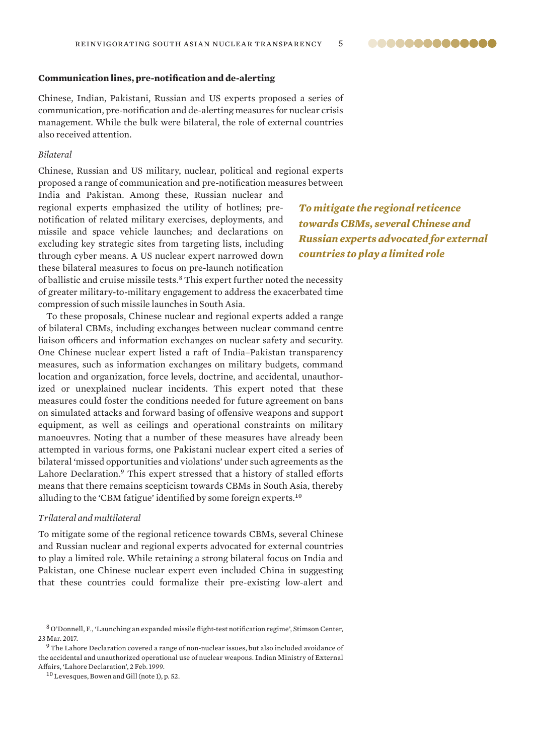**Communication lines, pre-notification and de-alerting**

Chinese, Indian, Pakistani, Russian and US experts proposed a series of communication, pre-notification and de-alerting measures for nuclear crisis management. While the bulk were bilateral, the role of external countries also received attention.

*Bilateral*

Chinese, Russian and US military, nuclear, political and regional experts proposed a range of communication and pre-notification measures between India and Pakistan. Among these, Russian nuclear and regional experts emphasized the utility of hotlines; pre-notification of related military exercises, deployments, and missile and space vehicle launches; and declarations on excluding key strategic sites from targeting lists, including through cyber means. A US nuclear expert narrowed down these bilateral measures to focus on pre-launch notification of ballistic and cruise missile tests.[8] This expert further noted the necessity of greater military-to-military engagement to address the exacerbated time compression of such missile launches in South Asia.

To these proposals, Chinese nuclear and regional experts added a range of bilateral CBMs, including exchanges between nuclear command centre liaison officers and information exchanges on nuclear safety and security. One Chinese nuclear expert listed a raft of India–Pakistan transparency measures, such as information exchanges on military budgets, command location and organization, force levels, doctrine, and accidental, unauthorized or unexplained nuclear incidents. This expert noted that these measures could foster the conditions needed for future agreement on bans on simulated attacks and forward basing of offensive weapons and support equipment, as well as ceilings and operational constraints on military manoeuvres. Noting that a number of these measures have already been attempted in various forms, one Pakistani nuclear expert cited a series of bilateral 'missed opportunities and violations' under such agreements as the Lahore Declaration.[9] This expert stressed that a history of stalled efforts means that there remains scepticism towards CBMs in South Asia, thereby alluding to the 'CBM fatigue' identified by some foreign experts.[10]

*Trilateral and multilateral*

To mitigate some of the regional reticence towards CBMs, several Chinese and Russian nuclear and regional experts advocated for external countries to play a limited role. While retaining a strong bilateral focus on India and Pakistan, one Chinese nuclear expert even included China in suggesting that these countries could formalize their pre-existing low-alert and

[8] O'Donnell, F., 'Launching an expanded missile flight-test notification regime', Stimson Center, 23 Mar. 2017.

[9] The Lahore Declaration covered a range of non-nuclear issues, but also included avoidance of the accidental and unauthorized operational use of nuclear weapons. Indian Ministry of External Affairs, 'Lahore Declaration', 2 Feb. 1999.

[10] Levesques, Bowen and Gill (note 1), p. 52.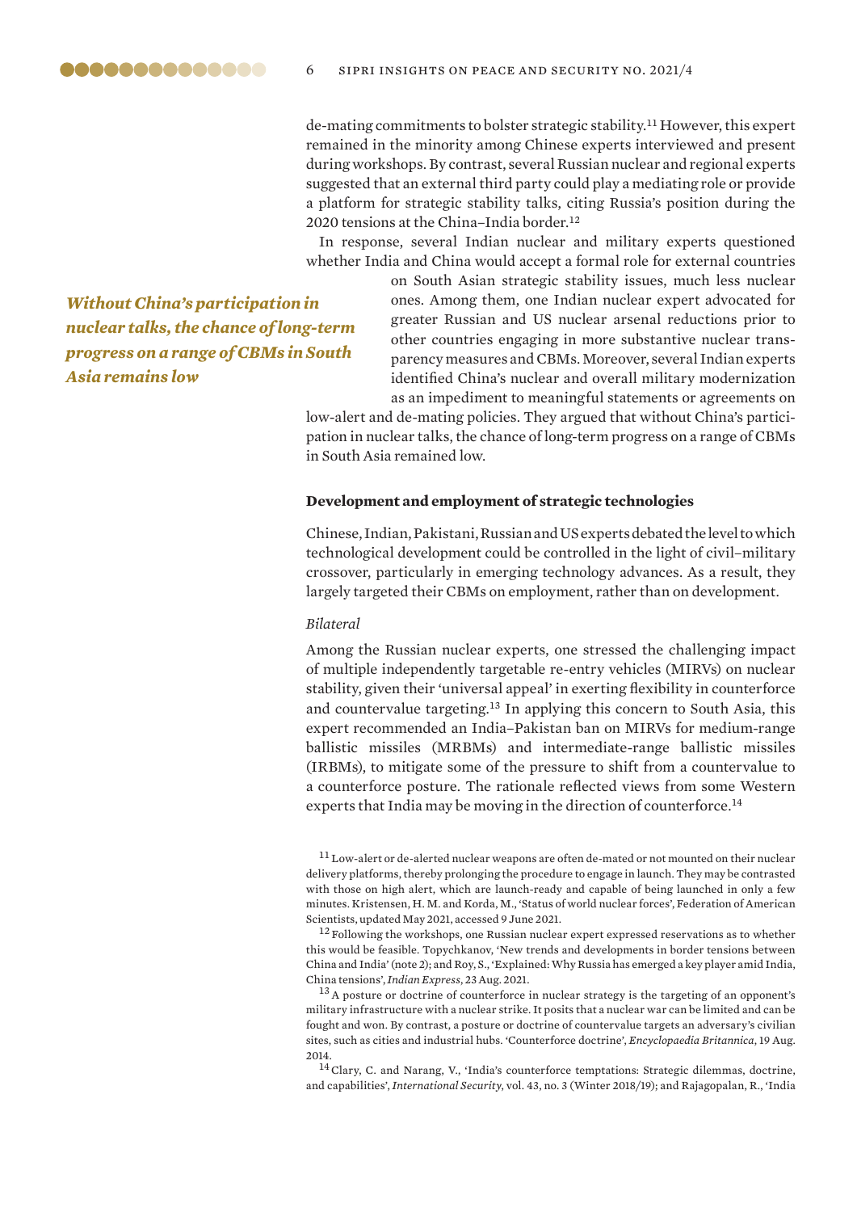de-mating commitments to bolster strategic stability.[11] However, this expert remained in the minority among Chinese experts interviewed and present during workshops. By contrast, several Russian nuclear and regional experts suggested that an external third party could play a mediating role or provide a platform for strategic stability talks, citing Russia's position during the 2020 tensions at the China–India border.[12]

*Without China's participation in nuclear talks, the chance of long-term progress on a range of CBMs in South Asia remains low*

In response, several Indian nuclear and military experts questioned whether India and China would accept a formal role for external countries on South Asian strategic stability issues, much less nuclear ones. Among them, one Indian nuclear expert advocated for greater Russian and US nuclear arsenal reductions prior to other countries engaging in more substantive nuclear transparency measures and CBMs. Moreover, several Indian experts identified China's nuclear and overall military modernization as an impediment to meaningful statements or agreements on low-alert and de-mating policies. They argued that without China's participation in nuclear talks, the chance of long-term progress on a range of CBMs in South Asia remained low.

### Development and employment of strategic technologies

Chinese, Indian, Pakistani, Russian and US experts debated the level to which technological development could be controlled in the light of civil–military crossover, particularly in emerging technology advances. As a result, they largely targeted their CBMs on employment, rather than on development.

*Bilateral*

Among the Russian nuclear experts, one stressed the challenging impact of multiple independently targetable re-entry vehicles (MIRVs) on nuclear stability, given their 'universal appeal' in exerting flexibility in counterforce and countervalue targeting.[13] In applying this concern to South Asia, this expert recommended an India–Pakistan ban on MIRVs for medium-range ballistic missiles (MRBMs) and intermediate-range ballistic missiles (IRBMs), to mitigate some of the pressure to shift from a countervalue to a counterforce posture. The rationale reflected views from some Western experts that India may be moving in the direction of counterforce.[14]

[11] Low-alert or de-alerted nuclear weapons are often de-mated or not mounted on their nuclear delivery platforms, thereby prolonging the procedure to engage in launch. They may be contrasted with those on high alert, which are launch-ready and capable of being launched in only a few minutes. Kristensen, H. M. and Korda, M., 'Status of world nuclear forces', Federation of American Scientists, updated May 2021, accessed 9 June 2021.

[12] Following the workshops, one Russian nuclear expert expressed reservations as to whether this would be feasible. Topychkanov, 'New trends and developments in border tensions between China and India' (note 2); and Roy, S., 'Explained: Why Russia has emerged a key player amid India, China tensions', *Indian Express*, 23 Aug. 2021.

[13] A posture or doctrine of counterforce in nuclear strategy is the targeting of an opponent's military infrastructure with a nuclear strike. It posits that a nuclear war can be limited and can be fought and won. By contrast, a posture or doctrine of countervalue targets an adversary's civilian sites, such as cities and industrial hubs. 'Counterforce doctrine', *Encyclopaedia Britannica*, 19 Aug. 2014.

[14] Clary, C. and Narang, V., 'India's counterforce temptations: Strategic dilemmas, doctrine, and capabilities', *International Security*, vol. 43, no. 3 (Winter 2018/19); and Rajagopalan, R., 'India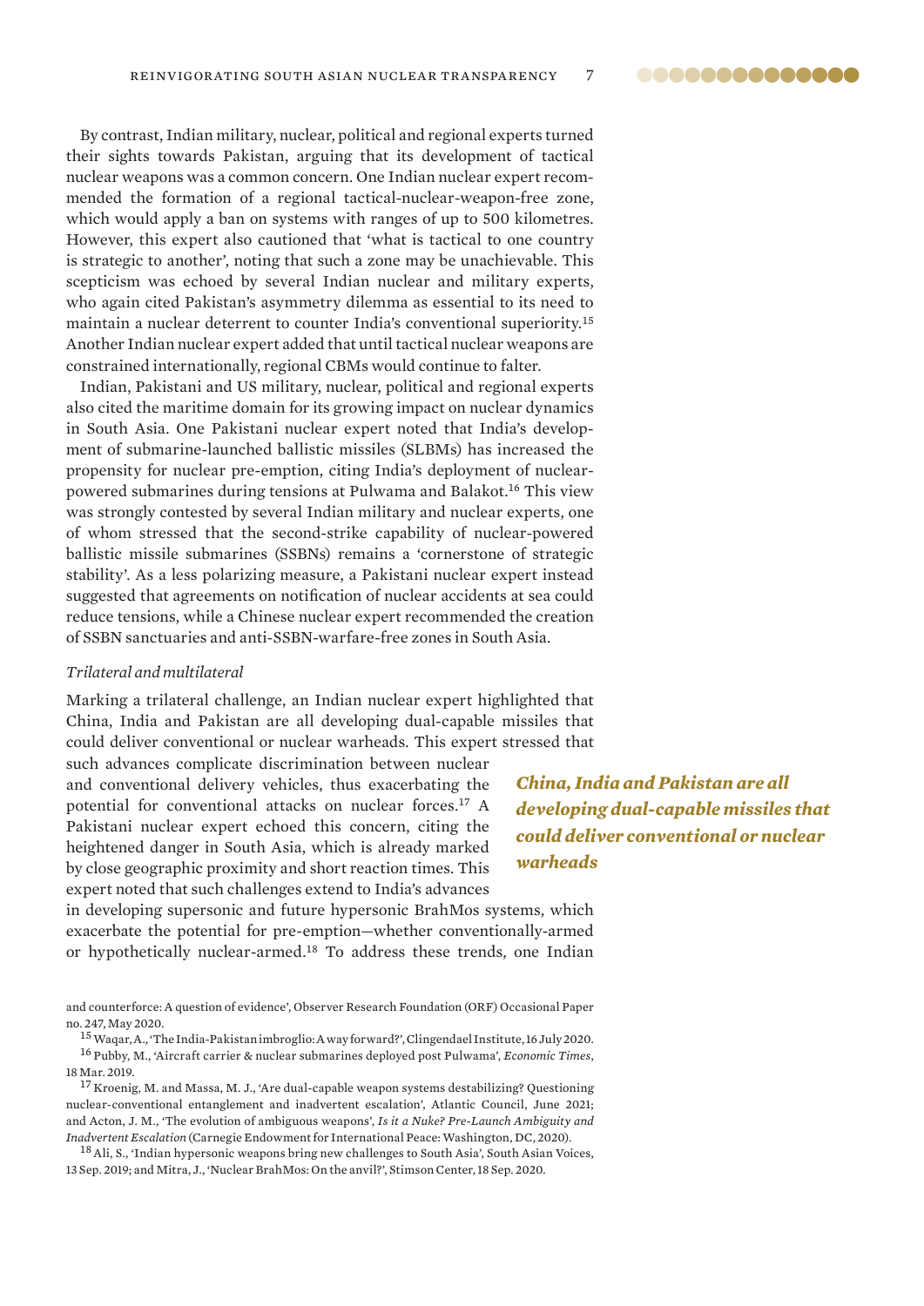By contrast, Indian military, nuclear, political and regional experts turned their sights towards Pakistan, arguing that its development of tactical nuclear weapons was a common concern. One Indian nuclear expert recommended the formation of a regional tactical-nuclear-weapon-free zone, which would apply a ban on systems with ranges of up to 500 kilometres. However, this expert also cautioned that 'what is tactical to one country is strategic to another', noting that such a zone may be unachievable. This scepticism was echoed by several Indian nuclear and military experts, who again cited Pakistan's asymmetry dilemma as essential to its need to maintain a nuclear deterrent to counter India's conventional superiority.[15] Another Indian nuclear expert added that until tactical nuclear weapons are constrained internationally, regional CBMs would continue to falter.

Indian, Pakistani and US military, nuclear, political and regional experts also cited the maritime domain for its growing impact on nuclear dynamics in South Asia. One Pakistani nuclear expert noted that India's development of submarine-launched ballistic missiles (SLBMs) has increased the propensity for nuclear pre-emption, citing India's deployment of nuclear-powered submarines during tensions at Pulwama and Balakot.[16] This view was strongly contested by several Indian military and nuclear experts, one of whom stressed that the second-strike capability of nuclear-powered ballistic missile submarines (SSBNs) remains a 'cornerstone of strategic stability'. As a less polarizing measure, a Pakistani nuclear expert instead suggested that agreements on notification of nuclear accidents at sea could reduce tensions, while a Chinese nuclear expert recommended the creation of SSBN sanctuaries and anti-SSBN-warfare-free zones in South Asia.

*Trilateral and multilateral*

Marking a trilateral challenge, an Indian nuclear expert highlighted that China, India and Pakistan are all developing dual-capable missiles that could deliver conventional or nuclear warheads. This expert stressed that such advances complicate discrimination between nuclear and conventional delivery vehicles, thus exacerbating the potential for conventional attacks on nuclear forces.[17] A Pakistani nuclear expert echoed this concern, citing the heightened danger in South Asia, which is already marked by close geographic proximity and short reaction times. This expert noted that such challenges extend to India's advances in developing supersonic and future hypersonic BrahMos systems, which exacerbate the potential for pre-emption—whether conventionally-armed or hypothetically nuclear-armed.[18] To address these trends, one Indian

***China, India and Pakistan are all developing dual-capable missiles that could deliver conventional or nuclear warheads***

and counterforce: A question of evidence', Observer Research Foundation (ORF) Occasional Paper no. 247, May 2020.

[15] Waqar, A., 'The India-Pakistan imbroglio: A way forward?', Clingendael Institute, 16 July 2020.

[16] Pubby, M., 'Aircraft carrier & nuclear submarines deployed post Pulwama', *Economic Times*, 18 Mar. 2019.

[17] Kroenig, M. and Massa, M. J., 'Are dual-capable weapon systems destabilizing? Questioning nuclear-conventional entanglement and inadvertent escalation', Atlantic Council, June 2021; and Acton, J. M., 'The evolution of ambiguous weapons', *Is it a Nuke? Pre-Launch Ambiguity and Inadvertent Escalation* (Carnegie Endowment for International Peace: Washington, DC, 2020).

[18] Ali, S., 'Indian hypersonic weapons bring new challenges to South Asia', South Asian Voices, 13 Sep. 2019; and Mitra, J., 'Nuclear BrahMos: On the anvil?', Stimson Center, 18 Sep. 2020.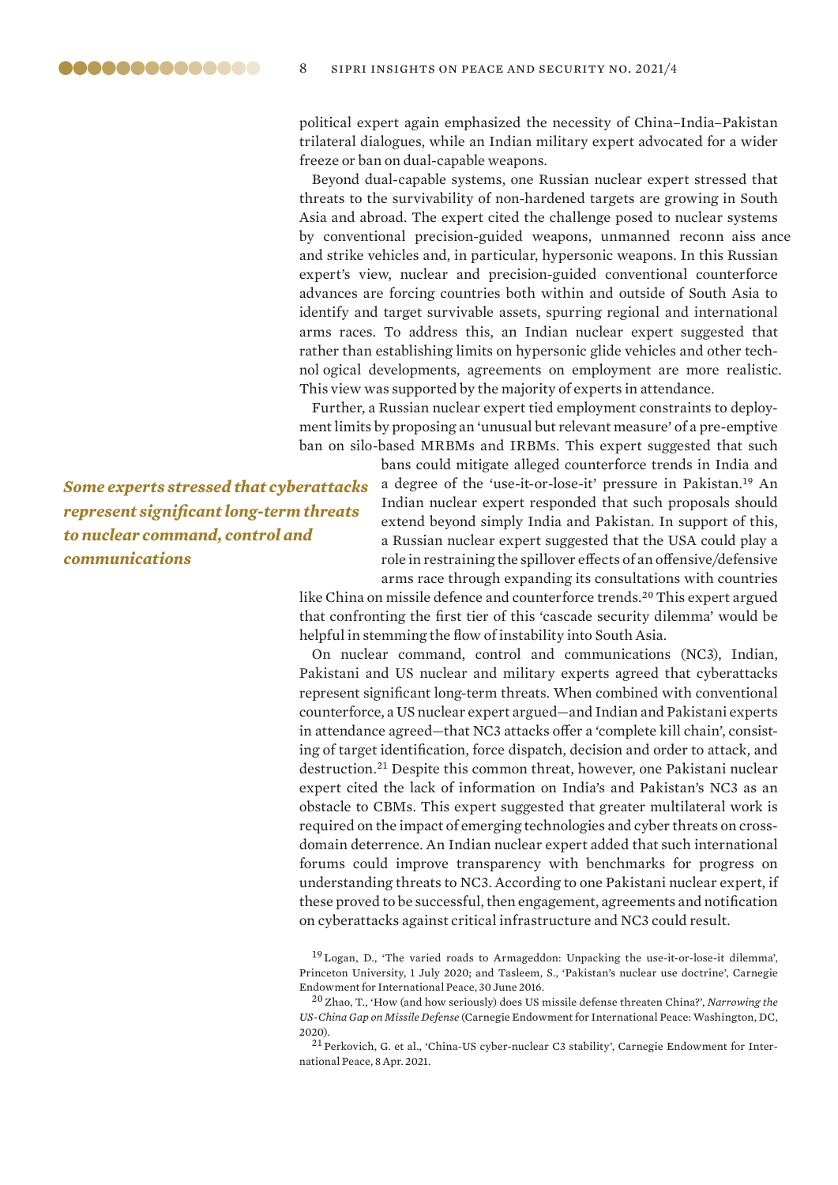political expert again emphasized the necessity of China–India–Pakistan trilateral dialogues, while an Indian military expert advocated for a wider freeze or ban on dual-capable weapons.

Beyond dual-capable systems, one Russian nuclear expert stressed that threats to the survivability of non-hardened targets are growing in South Asia and abroad. The expert cited the challenge posed to nuclear systems by conventional precision-guided weapons, unmanned reconnaissance and strike vehicles and, in particular, hypersonic weapons. In this Russian expert's view, nuclear and precision-guided conventional counterforce advances are forcing countries both within and outside of South Asia to identify and target survivable assets, spurring regional and international arms races. To address this, an Indian nuclear expert suggested that rather than establishing limits on hypersonic glide vehicles and other technological developments, agreements on employment are more realistic. This view was supported by the majority of experts in attendance.

Further, a Russian nuclear expert tied employment constraints to deployment limits by proposing an 'unusual but relevant measure' of a pre-emptive ban on silo-based MRBMs and IRBMs. This expert suggested that such bans could mitigate alleged counterforce trends in India and a degree of the 'use-it-or-lose-it' pressure in Pakistan.[19] An Indian nuclear expert responded that such proposals should extend beyond simply India and Pakistan. In support of this, a Russian nuclear expert suggested that the USA could play a role in restraining the spillover effects of an offensive/defensive arms race through expanding its consultations with countries like China on missile defence and counterforce trends.[20] This expert argued that confronting the first tier of this 'cascade security dilemma' would be helpful in stemming the flow of instability into South Asia.

***Some experts stressed that cyberattacks represent significant long-term threats to nuclear command, control and communications***

On nuclear command, control and communications (NC3), Indian, Pakistani and US nuclear and military experts agreed that cyberattacks represent significant long-term threats. When combined with conventional counterforce, a US nuclear expert argued—and Indian and Pakistani experts in attendance agreed—that NC3 attacks offer a 'complete kill chain', consisting of target identification, force dispatch, decision and order to attack, and destruction.[21] Despite this common threat, however, one Pakistani nuclear expert cited the lack of information on India's and Pakistan's NC3 as an obstacle to CBMs. This expert suggested that greater multilateral work is required on the impact of emerging technologies and cyber threats on cross-domain deterrence. An Indian nuclear expert added that such international forums could improve transparency with benchmarks for progress on understanding threats to NC3. According to one Pakistani nuclear expert, if these proved to be successful, then engagement, agreements and notification on cyberattacks against critical infrastructure and NC3 could result.

[19] Logan, D., 'The varied roads to Armageddon: Unpacking the use-it-or-lose-it dilemma', Princeton University, 1 July 2020; and Tasleem, S., 'Pakistan's nuclear use doctrine', Carnegie Endowment for International Peace, 30 June 2016.

[20] Zhao, T., 'How (and how seriously) does US missile defense threaten China?', *Narrowing the US-China Gap on Missile Defense* (Carnegie Endowment for International Peace: Washington, DC, 2020).

[21] Perkovich, G. et al., 'China-US cyber-nuclear C3 stability', Carnegie Endowment for International Peace, 8 Apr. 2021.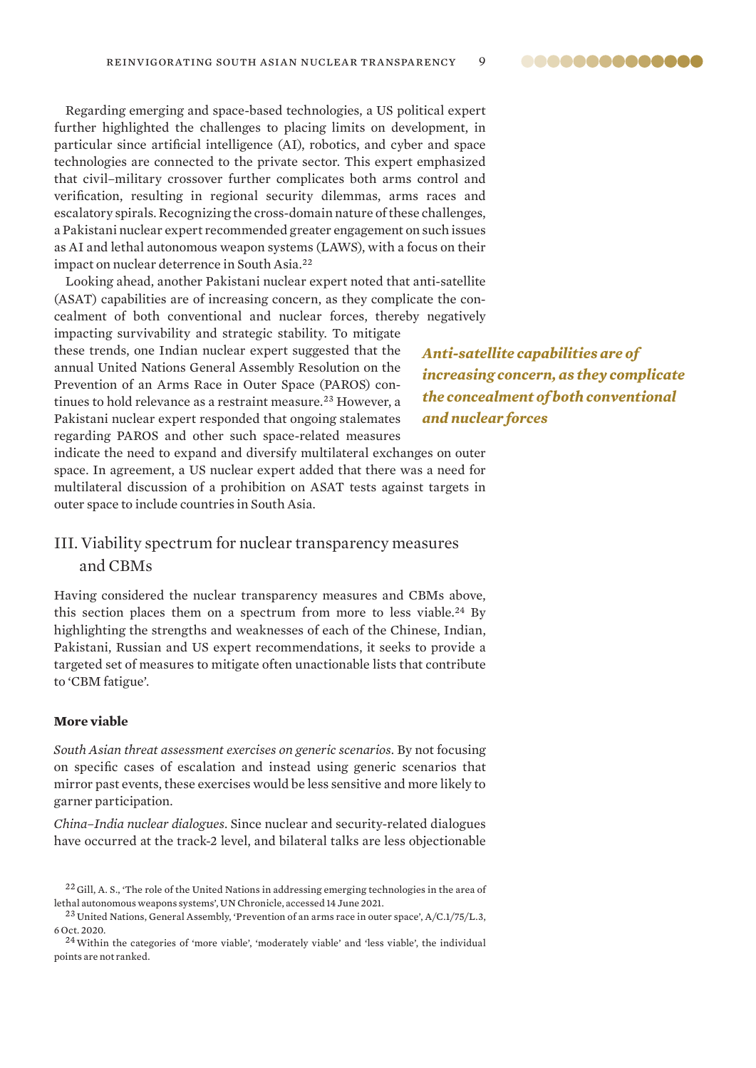Regarding emerging and space-based technologies, a US political expert further highlighted the challenges to placing limits on development, in particular since artificial intelligence (AI), robotics, and cyber and space technologies are connected to the private sector. This expert emphasized that civil–military crossover further complicates both arms control and verification, resulting in regional security dilemmas, arms races and escalatory spirals. Recognizing the cross-domain nature of these challenges, a Pakistani nuclear expert recommended greater engagement on such issues as AI and lethal autonomous weapon systems (LAWS), with a focus on their impact on nuclear deterrence in South Asia.[22]

Looking ahead, another Pakistani nuclear expert noted that anti-satellite (ASAT) capabilities are of increasing concern, as they complicate the concealment of both conventional and nuclear forces, thereby negatively impacting survivability and strategic stability. To mitigate these trends, one Indian nuclear expert suggested that the annual United Nations General Assembly Resolution on the Prevention of an Arms Race in Outer Space (PAROS) continues to hold relevance as a restraint measure.[23] However, a Pakistani nuclear expert responded that ongoing stalemates regarding PAROS and other such space-related measures indicate the need to expand and diversify multilateral exchanges on outer space. In agreement, a US nuclear expert added that there was a need for multilateral discussion of a prohibition on ASAT tests against targets in outer space to include countries in South Asia.

***Anti-satellite capabilities are of increasing concern, as they complicate the concealment of both conventional and nuclear forces***

## III. Viability spectrum for nuclear transparency measures and CBMs

Having considered the nuclear transparency measures and CBMs above, this section places them on a spectrum from more to less viable.[24] By highlighting the strengths and weaknesses of each of the Chinese, Indian, Pakistani, Russian and US expert recommendations, it seeks to provide a targeted set of measures to mitigate often unactionable lists that contribute to 'CBM fatigue'.

#### More viable

*South Asian threat assessment exercises on generic scenarios*. By not focusing on specific cases of escalation and instead using generic scenarios that mirror past events, these exercises would be less sensitive and more likely to garner participation.

*China–India nuclear dialogues*. Since nuclear and security-related dialogues have occurred at the track-2 level, and bilateral talks are less objectionable

[22] Gill, A. S., 'The role of the United Nations in addressing emerging technologies in the area of lethal autonomous weapons systems', UN Chronicle, accessed 14 June 2021.

[23] United Nations, General Assembly, 'Prevention of an arms race in outer space', A/C.1/75/L.3, 6 Oct. 2020.

[24] Within the categories of 'more viable', 'moderately viable' and 'less viable', the individual points are not ranked.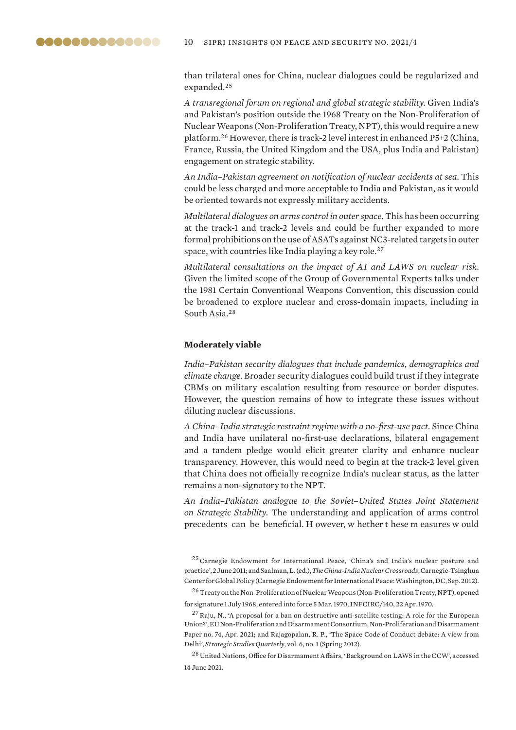than trilateral ones for China, nuclear dialogues could be regularized and expanded.[25]

*A transregional forum on regional and global strategic stability*. Given India's and Pakistan's position outside the 1968 Treaty on the Non-Proliferation of Nuclear Weapons (Non-Proliferation Treaty, NPT), this would require a new platform.[26] However, there is track-2 level interest in enhanced P5+2 (China, France, Russia, the United Kingdom and the USA, plus India and Pakistan) engagement on strategic stability.

*An India–Pakistan agreement on notification of nuclear accidents at sea*. This could be less charged and more acceptable to India and Pakistan, as it would be oriented towards not expressly military accidents.

*Multilateral dialogues on arms control in outer space*. This has been occurring at the track-1 and track-2 levels and could be further expanded to more formal prohibitions on the use of ASATs against NC3-related targets in outer space, with countries like India playing a key role.[27]

*Multilateral consultations on the impact of AI and LAWS on nuclear risk*. Given the limited scope of the Group of Governmental Experts talks under the 1981 Certain Conventional Weapons Convention, this discussion could be broadened to explore nuclear and cross-domain impacts, including in South Asia.[28]

### Moderately viable

*India–Pakistan security dialogues that include pandemics, demographics and climate change*. Broader security dialogues could build trust if they integrate CBMs on military escalation resulting from resource or border disputes. However, the question remains of how to integrate these issues without diluting nuclear discussions.

*A China–India strategic restraint regime with a no-first-use pact*. Since China and India have unilateral no-first-use declarations, bilateral engagement and a tandem pledge would elicit greater clarity and enhance nuclear transparency. However, this would need to begin at the track-2 level given that China does not officially recognize India's nuclear status, as the latter remains a non-signatory to the NPT.

*An India–Pakistan analogue to the Soviet–United States Joint Statement on Strategic Stability*. The understanding and application of arms control precedents can be beneficial. However, whether these measures would

[25] Carnegie Endowment for International Peace, 'China's and India's nuclear posture and practice', 2 June 2011; and Saalman, L. (ed.), *The China-India Nuclear Crossroads*, Carnegie-Tsinghua Center for Global Policy (Carnegie Endowment for International Peace: Washington, DC, Sep. 2012).

[26] Treaty on the Non-Proliferation of Nuclear Weapons (Non-Proliferation Treaty, NPT), opened for signature 1 July 1968, entered into force 5 Mar. 1970, INFCIRC/140, 22 Apr. 1970.

[27] Raju, N., 'A proposal for a ban on destructive anti-satellite testing: A role for the European Union?', EU Non-Proliferation and Disarmament Consortium, Non-Proliferation and Disarmament Paper no. 74, Apr. 2021; and Rajagopalan, R. P., 'The Space Code of Conduct debate: A view from Delhi', *Strategic Studies Quarterly*, vol. 6, no. 1 (Spring 2012).

[28] United Nations, Office for Disarmament Affairs, 'Background on LAWS in the CCW', accessed 14 June 2021.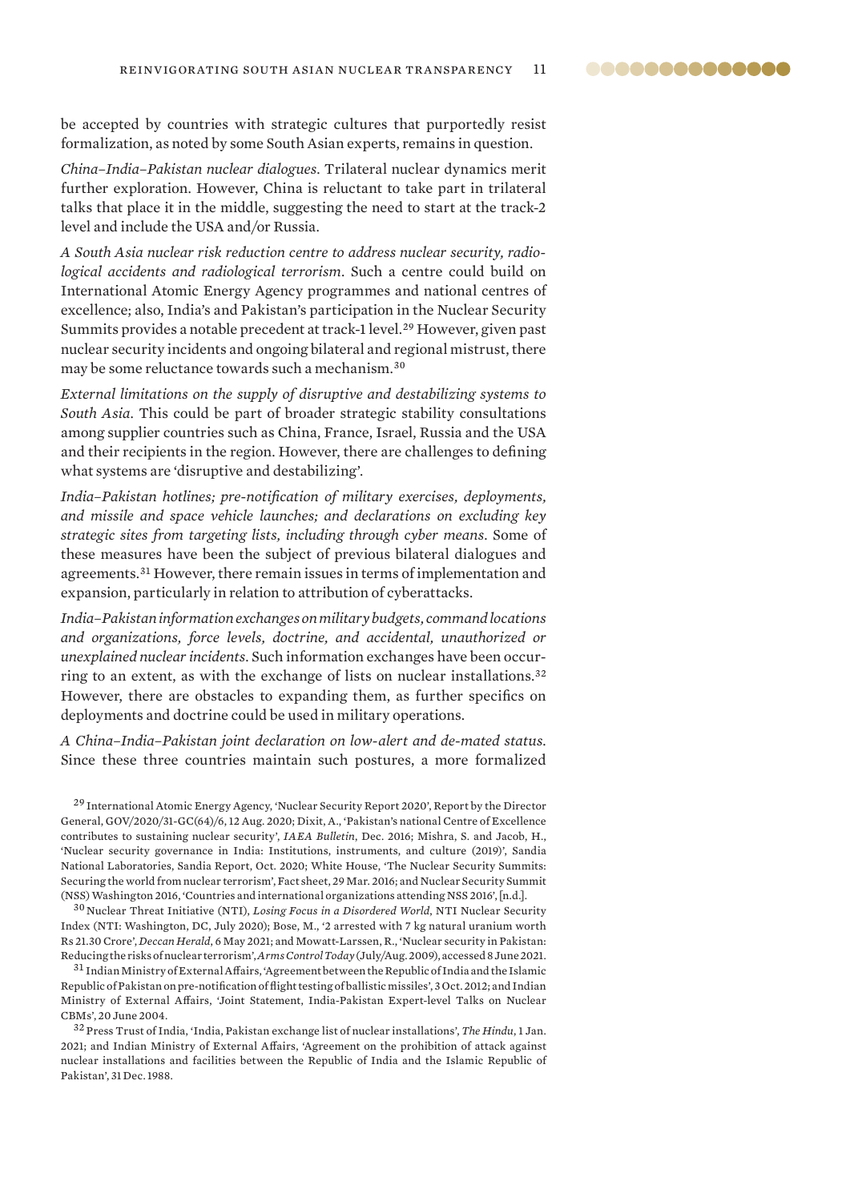be accepted by countries with strategic cultures that purportedly resist formalization, as noted by some South Asian experts, remains in question.

*China–India–Pakistan nuclear dialogues*. Trilateral nuclear dynamics merit further exploration. However, China is reluctant to take part in trilateral talks that place it in the middle, suggesting the need to start at the track-2 level and include the USA and/or Russia.

*A South Asia nuclear risk reduction centre to address nuclear security, radiological accidents and radiological terrorism*. Such a centre could build on International Atomic Energy Agency programmes and national centres of excellence; also, India's and Pakistan's participation in the Nuclear Security Summits provides a notable precedent at track-1 level.[29] However, given past nuclear security incidents and ongoing bilateral and regional mistrust, there may be some reluctance towards such a mechanism.[30]

*External limitations on the supply of disruptive and destabilizing systems to South Asia*. This could be part of broader strategic stability consultations among supplier countries such as China, France, Israel, Russia and the USA and their recipients in the region. However, there are challenges to defining what systems are 'disruptive and destabilizing'.

*India–Pakistan hotlines; pre-notification of military exercises, deployments, and missile and space vehicle launches; and declarations on excluding key strategic sites from targeting lists, including through cyber means*. Some of these measures have been the subject of previous bilateral dialogues and agreements.[31] However, there remain issues in terms of implementation and expansion, particularly in relation to attribution of cyberattacks.

*India–Pakistan information exchanges on military budgets, command locations and organizations, force levels, doctrine, and accidental, unauthorized or unexplained nuclear incidents*. Such information exchanges have been occurring to an extent, as with the exchange of lists on nuclear installations.[32] However, there are obstacles to expanding them, as further specifics on deployments and doctrine could be used in military operations.

*A China–India–Pakistan joint declaration on low-alert and de-mated status*. Since these three countries maintain such postures, a more formalized

[29] International Atomic Energy Agency, 'Nuclear Security Report 2020', Report by the Director General, GOV/2020/31-GC(64)/6, 12 Aug. 2020; Dixit, A., 'Pakistan's national Centre of Excellence contributes to sustaining nuclear security', *IAEA Bulletin*, Dec. 2016; Mishra, S. and Jacob, H., 'Nuclear security governance in India: Institutions, instruments, and culture (2019)', Sandia National Laboratories, Sandia Report, Oct. 2020; White House, 'The Nuclear Security Summits: Securing the world from nuclear terrorism', Fact sheet, 29 Mar. 2016; and Nuclear Security Summit (NSS) Washington 2016, 'Countries and international organizations attending NSS 2016', [n.d.].

[30] Nuclear Threat Initiative (NTI), *Losing Focus in a Disordered World*, NTI Nuclear Security Index (NTI: Washington, DC, July 2020); Bose, M., '2 arrested with 7 kg natural uranium worth Rs 21.30 Crore', *Deccan Herald*, 6 May 2021; and Mowatt-Larssen, R., 'Nuclear security in Pakistan: Reducing the risks of nuclear terrorism', *Arms Control Today* (July/Aug. 2009), accessed 8 June 2021.

[31] Indian Ministry of External Affairs, 'Agreement between the Republic of India and the Islamic Republic of Pakistan on pre-notification of flight testing of ballistic missiles', 3 Oct. 2012; and Indian Ministry of External Affairs, 'Joint Statement, India-Pakistan Expert-level Talks on Nuclear CBMs', 20 June 2004.

[32] Press Trust of India, 'India, Pakistan exchange list of nuclear installations', *The Hindu*, 1 Jan. 2021; and Indian Ministry of External Affairs, 'Agreement on the prohibition of attack against nuclear installations and facilities between the Republic of India and the Islamic Republic of Pakistan', 31 Dec. 1988.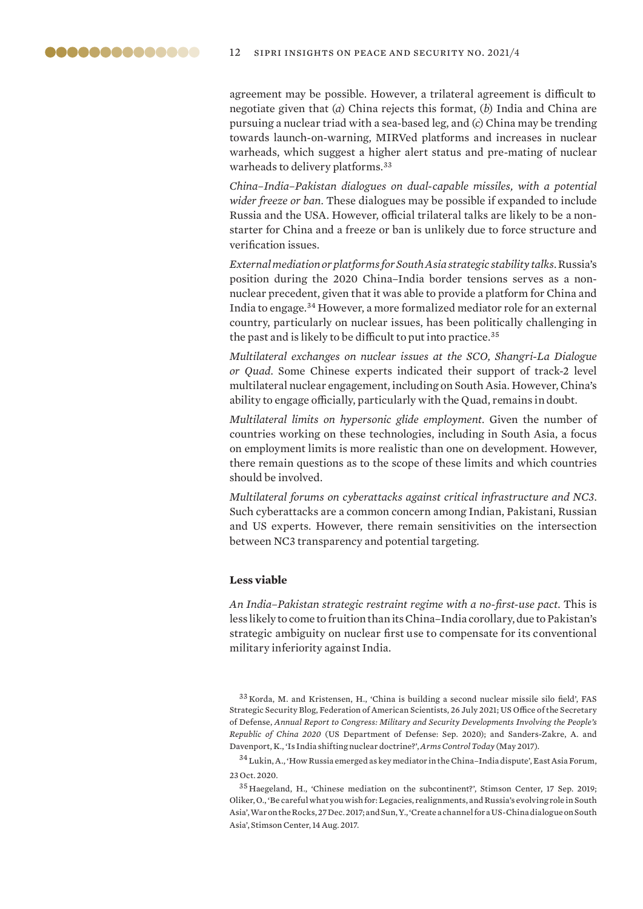agreement may be possible. However, a trilateral agreement is difficult to negotiate given that (*a*) China rejects this format, (*b*) India and China are pursuing a nuclear triad with a sea-based leg, and (*c*) China may be trending towards launch-on-warning, MIRVed platforms and increases in nuclear warheads, which suggest a higher alert status and pre-mating of nuclear warheads to delivery platforms.[33]

*China–India–Pakistan dialogues on dual-capable missiles, with a potential wider freeze or ban.* These dialogues may be possible if expanded to include Russia and the USA. However, official trilateral talks are likely to be a non-starter for China and a freeze or ban is unlikely due to force structure and verification issues.

*External mediation or platforms for South Asia strategic stability talks.* Russia's position during the 2020 China–India border tensions serves as a non-nuclear precedent, given that it was able to provide a platform for China and India to engage.[34] However, a more formalized mediator role for an external country, particularly on nuclear issues, has been politically challenging in the past and is likely to be difficult to put into practice.[35]

*Multilateral exchanges on nuclear issues at the SCO, Shangri-La Dialogue or Quad.* Some Chinese experts indicated their support of track-2 level multilateral nuclear engagement, including on South Asia. However, China's ability to engage officially, particularly with the Quad, remains in doubt.

*Multilateral limits on hypersonic glide employment.* Given the number of countries working on these technologies, including in South Asia, a focus on employment limits is more realistic than one on development. However, there remain questions as to the scope of these limits and which countries should be involved.

*Multilateral forums on cyberattacks against critical infrastructure and NC3.* Such cyberattacks are a common concern among Indian, Pakistani, Russian and US experts. However, there remain sensitivities on the intersection between NC3 transparency and potential targeting.

**Less viable**

*An India–Pakistan strategic restraint regime with a no-first-use pact.* This is less likely to come to fruition than its China–India corollary, due to Pakistan's strategic ambiguity on nuclear first use to compensate for its conventional military inferiority against India.

[33] Korda, M. and Kristensen, H., 'China is building a second nuclear missile silo field', FAS Strategic Security Blog, Federation of American Scientists, 26 July 2021; US Office of the Secretary of Defense, *Annual Report to Congress: Military and Security Developments Involving the People's Republic of China 2020* (US Department of Defense: Sep. 2020); and Sanders-Zakre, A. and Davenport, K., 'Is India shifting nuclear doctrine?', *Arms Control Today* (May 2017).

[34] Lukin, A., 'How Russia emerged as key mediator in the China–India dispute', East Asia Forum, 23 Oct. 2020.

[35] Haegeland, H., 'Chinese mediation on the subcontinent?', Stimson Center, 17 Sep. 2019; Oliker, O., 'Be careful what you wish for: Legacies, realignments, and Russia's evolving role in South Asia', War on the Rocks, 27 Dec. 2017; and Sun, Y., 'Create a channel for a US-China dialogue on South Asia', Stimson Center, 14 Aug. 2017.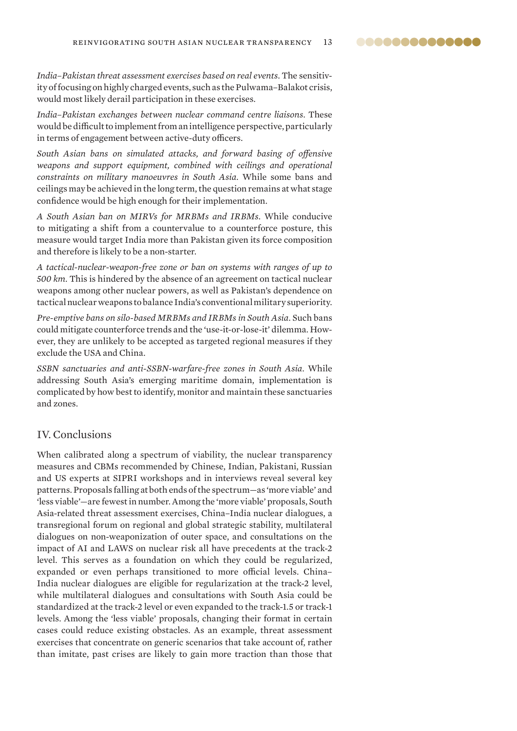*India–Pakistan threat assessment exercises based on real events.* The sensitivity of focusing on highly charged events, such as the Pulwama–Balakot crisis, would most likely derail participation in these exercises.

*India–Pakistan exchanges between nuclear command centre liaisons.* These would be difficult to implement from an intelligence perspective, particularly in terms of engagement between active-duty officers.

*South Asian bans on simulated attacks, and forward basing of offensive weapons and support equipment, combined with ceilings and operational constraints on military manoeuvres in South Asia.* While some bans and ceilings may be achieved in the long term, the question remains at what stage confidence would be high enough for their implementation.

*A South Asian ban on MIRVs for MRBMs and IRBMs.* While conducive to mitigating a shift from a countervalue to a counterforce posture, this measure would target India more than Pakistan given its force composition and therefore is likely to be a non-starter.

*A tactical-nuclear-weapon-free zone or ban on systems with ranges of up to 500 km.* This is hindered by the absence of an agreement on tactical nuclear weapons among other nuclear powers, as well as Pakistan's dependence on tactical nuclear weapons to balance India's conventional military superiority.

*Pre-emptive bans on silo-based MRBMs and IRBMs in South Asia.* Such bans could mitigate counterforce trends and the 'use-it-or-lose-it' dilemma. However, they are unlikely to be accepted as targeted regional measures if they exclude the USA and China.

*SSBN sanctuaries and anti-SSBN-warfare-free zones in South Asia.* While addressing South Asia's emerging maritime domain, implementation is complicated by how best to identify, monitor and maintain these sanctuaries and zones.

## IV. Conclusions

When calibrated along a spectrum of viability, the nuclear transparency measures and CBMs recommended by Chinese, Indian, Pakistani, Russian and US experts at SIPRI workshops and in interviews reveal several key patterns. Proposals falling at both ends of the spectrum—as 'more viable' and 'less viable'—are fewest in number. Among the 'more viable' proposals, South Asia-related threat assessment exercises, China–India nuclear dialogues, a transregional forum on regional and global strategic stability, multilateral dialogues on non-weaponization of outer space, and consultations on the impact of AI and LAWS on nuclear risk all have precedents at the track-2 level. This serves as a foundation on which they could be regularized, expanded or even perhaps transitioned to more official levels. China–India nuclear dialogues are eligible for regularization at the track-2 level, while multilateral dialogues and consultations with South Asia could be standardized at the track-2 level or even expanded to the track-1.5 or track-1 levels. Among the 'less viable' proposals, changing their format in certain cases could reduce existing obstacles. As an example, threat assessment exercises that concentrate on generic scenarios that take account of, rather than imitate, past crises are likely to gain more traction than those that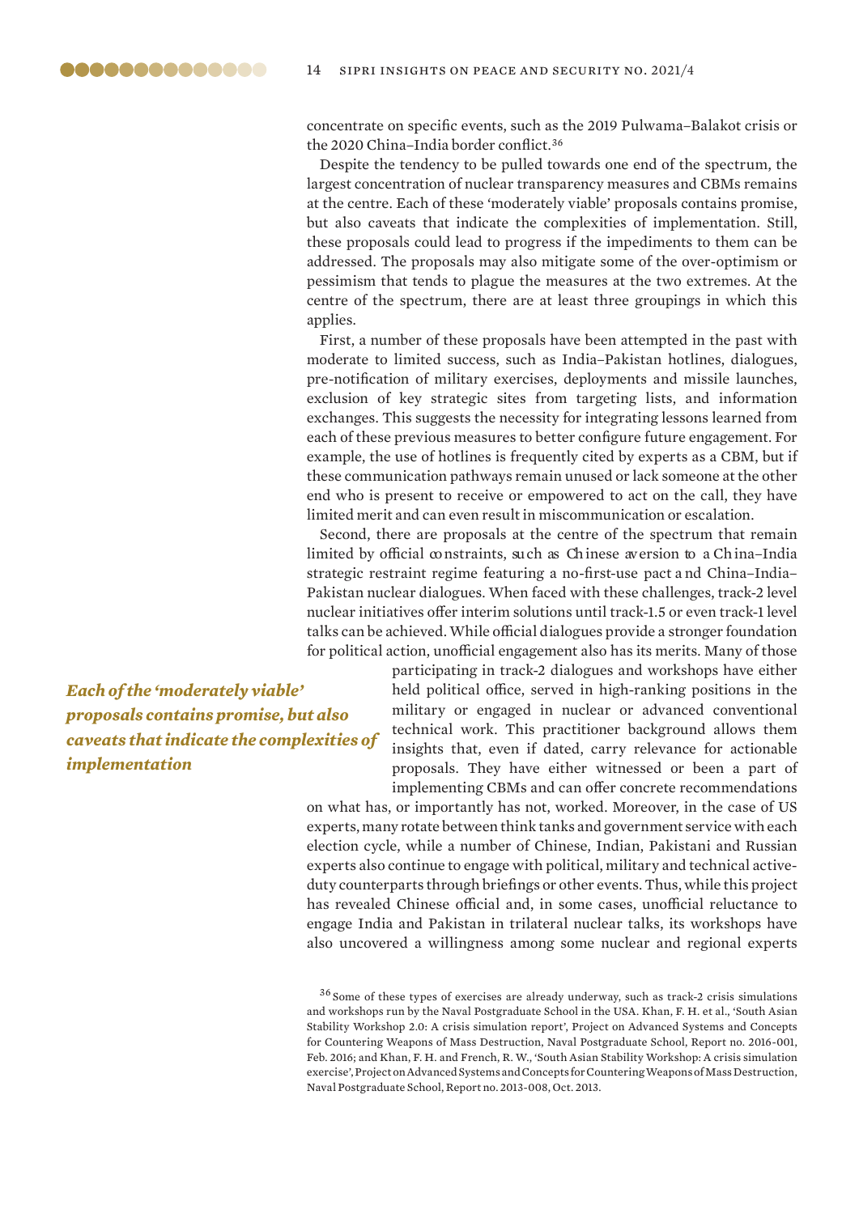concentrate on specific events, such as the 2019 Pulwama–Balakot crisis or the 2020 China–India border conflict.[36]

Despite the tendency to be pulled towards one end of the spectrum, the largest concentration of nuclear transparency measures and CBMs remains at the centre. Each of these 'moderately viable' proposals contains promise, but also caveats that indicate the complexities of implementation. Still, these proposals could lead to progress if the impediments to them can be addressed. The proposals may also mitigate some of the over-optimism or pessimism that tends to plague the measures at the two extremes. At the centre of the spectrum, there are at least three groupings in which this applies.

First, a number of these proposals have been attempted in the past with moderate to limited success, such as India–Pakistan hotlines, dialogues, pre-notification of military exercises, deployments and missile launches, exclusion of key strategic sites from targeting lists, and information exchanges. This suggests the necessity for integrating lessons learned from each of these previous measures to better configure future engagement. For example, the use of hotlines is frequently cited by experts as a CBM, but if these communication pathways remain unused or lack someone at the other end who is present to receive or empowered to act on the call, they have limited merit and can even result in miscommunication or escalation.

Second, there are proposals at the centre of the spectrum that remain limited by official constraints, such as Chinese aversion to a China–India strategic restraint regime featuring a no-first-use pact and China–India–Pakistan nuclear dialogues. When faced with these challenges, track-2 level nuclear initiatives offer interim solutions until track-1.5 or even track-1 level talks can be achieved. While official dialogues provide a stronger foundation for political action, unofficial engagement also has its merits. Many of those participating in track-2 dialogues and workshops have either held political office, served in high-ranking positions in the military or engaged in nuclear or advanced conventional technical work. This practitioner background allows them insights that, even if dated, carry relevance for actionable proposals. They have either witnessed or been a part of implementing CBMs and can offer concrete recommendations on what has, or importantly has not, worked. Moreover, in the case of US experts, many rotate between think tanks and government service with each election cycle, while a number of Chinese, Indian, Pakistani and Russian experts also continue to engage with political, military and technical active-duty counterparts through briefings or other events. Thus, while this project has revealed Chinese official and, in some cases, unofficial reluctance to engage India and Pakistan in trilateral nuclear talks, its workshops have also uncovered a willingness among some nuclear and regional experts

***Each of the 'moderately viable' proposals contains promise, but also caveats that indicate the complexities of implementation***

[36] Some of these types of exercises are already underway, such as track-2 crisis simulations and workshops run by the Naval Postgraduate School in the USA. Khan, F. H. et al., 'South Asian Stability Workshop 2.0: A crisis simulation report', Project on Advanced Systems and Concepts for Countering Weapons of Mass Destruction, Naval Postgraduate School, Report no. 2016-001, Feb. 2016; and Khan, F. H. and French, R. W., 'South Asian Stability Workshop: A crisis simulation exercise', Project on Advanced Systems and Concepts for Countering Weapons of Mass Destruction, Naval Postgraduate School, Report no. 2013-008, Oct. 2013.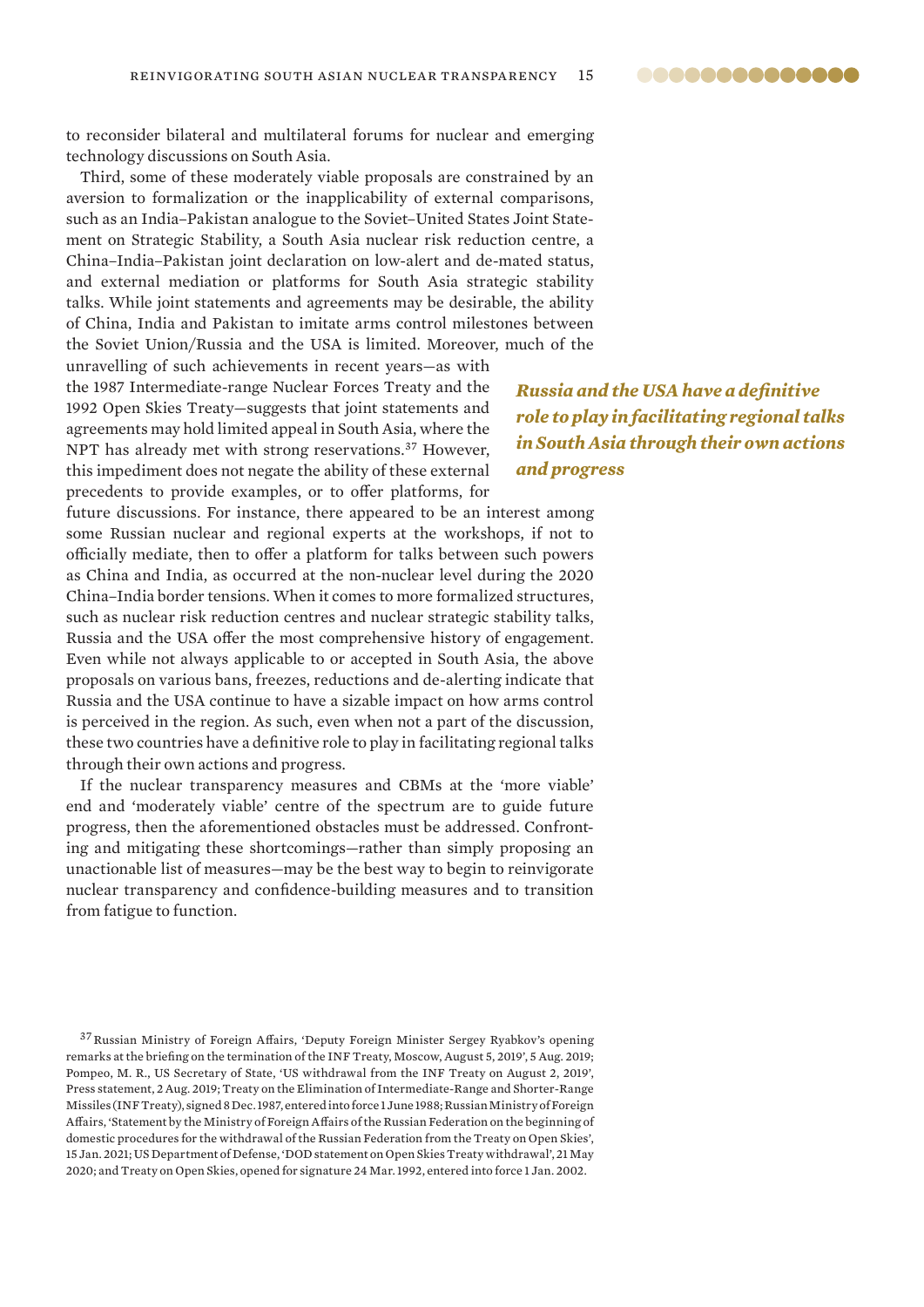to reconsider bilateral and multilateral forums for nuclear and emerging technology discussions on South Asia.

Third, some of these moderately viable proposals are constrained by an aversion to formalization or the inapplicability of external comparisons, such as an India–Pakistan analogue to the Soviet–United States Joint Statement on Strategic Stability, a South Asia nuclear risk reduction centre, a China–India–Pakistan joint declaration on low-alert and de-mated status, and external mediation or platforms for South Asia strategic stability talks. While joint statements and agreements may be desirable, the ability of China, India and Pakistan to imitate arms control milestones between the Soviet Union/Russia and the USA is limited. Moreover, much of the unravelling of such achievements in recent years—as with the 1987 Intermediate-range Nuclear Forces Treaty and the 1992 Open Skies Treaty—suggests that joint statements and agreements may hold limited appeal in South Asia, where the NPT has already met with strong reservations.[37] However, this impediment does not negate the ability of these external precedents to provide examples, or to offer platforms, for future discussions. For instance, there appeared to be an interest among some Russian nuclear and regional experts at the workshops, if not to officially mediate, then to offer a platform for talks between such powers as China and India, as occurred at the non-nuclear level during the 2020 China–India border tensions. When it comes to more formalized structures, such as nuclear risk reduction centres and nuclear strategic stability talks, Russia and the USA offer the most comprehensive history of engagement. Even while not always applicable to or accepted in South Asia, the above proposals on various bans, freezes, reductions and de-alerting indicate that Russia and the USA continue to have a sizable impact on how arms control is perceived in the region. As such, even when not a part of the discussion, these two countries have a definitive role to play in facilitating regional talks through their own actions and progress.

***Russia and the USA have a definitive role to play in facilitating regional talks in South Asia through their own actions and progress***

If the nuclear transparency measures and CBMs at the 'more viable' end and 'moderately viable' centre of the spectrum are to guide future progress, then the aforementioned obstacles must be addressed. Confronting and mitigating these shortcomings—rather than simply proposing an unactionable list of measures—may be the best way to begin to reinvigorate nuclear transparency and confidence-building measures and to transition from fatigue to function.

[37] Russian Ministry of Foreign Affairs, 'Deputy Foreign Minister Sergey Ryabkov's opening remarks at the briefing on the termination of the INF Treaty, Moscow, August 5, 2019', 5 Aug. 2019; Pompeo, M. R., US Secretary of State, 'US withdrawal from the INF Treaty on August 2, 2019', Press statement, 2 Aug. 2019; Treaty on the Elimination of Intermediate-Range and Shorter-Range Missiles (INF Treaty), signed 8 Dec. 1987, entered into force 1 June 1988; Russian Ministry of Foreign Affairs, 'Statement by the Ministry of Foreign Affairs of the Russian Federation on the beginning of domestic procedures for the withdrawal of the Russian Federation from the Treaty on Open Skies', 15 Jan. 2021; US Department of Defense, 'DOD statement on Open Skies Treaty withdrawal', 21 May 2020; and Treaty on Open Skies, opened for signature 24 Mar. 1992, entered into force 1 Jan. 2002.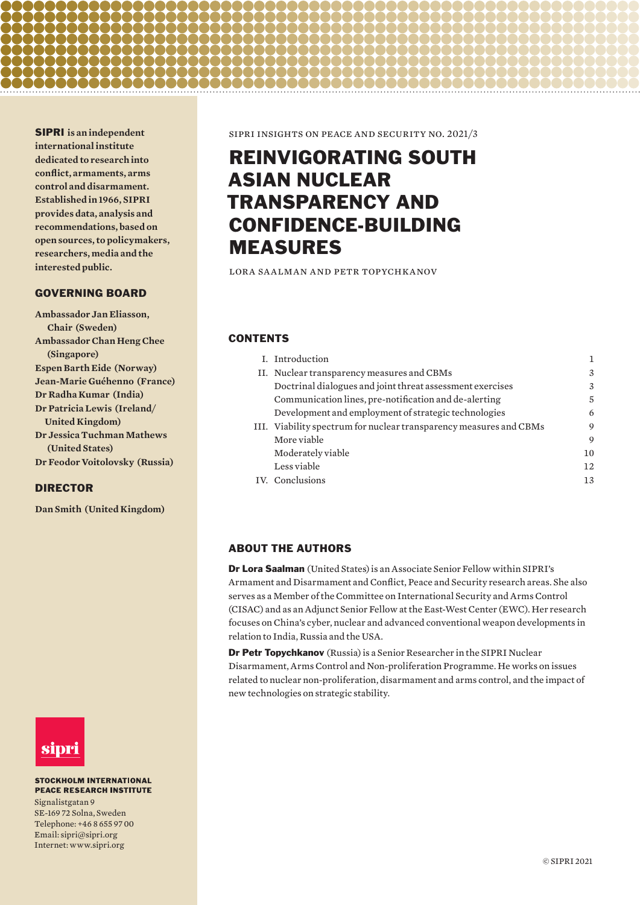**SIPRI** is an independent international institute dedicated to research into conflict, armaments, arms control and disarmament. Established in 1966, SIPRI provides data, analysis and recommendations, based on open sources, to policymakers, researchers, media and the interested public.

## GOVERNING BOARD

Ambassador Jan Eliasson, Chair (Sweden)
Ambassador Chan Heng Chee (Singapore)
Espen Barth Eide (Norway)
Jean-Marie Guéhenno (France)
Dr Radha Kumar (India)
Dr Patricia Lewis (Ireland/United Kingdom)
Dr Jessica Tuchman Mathews (United States)
Dr Feodor Voitolovsky (Russia)

## DIRECTOR

Dan Smith (United Kingdom)

SIPRI INSIGHTS ON PEACE AND SECURITY NO. 2021/3

# REINVIGORATING SOUTH ASIAN NUCLEAR TRANSPARENCY AND CONFIDENCE-BUILDING MEASURES

LORA SAALMAN AND PETR TOPYCHKANOV

## CONTENTS

| | | |
|---|---|---|
| I. | Introduction | 1 |
| II. | Nuclear transparency measures and CBMs | 3 |
| | Doctrinal dialogues and joint threat assessment exercises | 3 |
| | Communication lines, pre-notification and de-alerting | 5 |
| | Development and employment of strategic technologies | 6 |
| III. | Viability spectrum for nuclear transparency measures and CBMs | 9 |
| | More viable | 9 |
| | Moderately viable | 10 |
| | Less viable | 12 |
| IV. | Conclusions | 13 |

## ABOUT THE AUTHORS

**Dr Lora Saalman** (United States) is an Associate Senior Fellow within SIPRI's Armament and Disarmament and Conflict, Peace and Security research areas. She also serves as a Member of the Committee on International Security and Arms Control (CISAC) and as an Adjunct Senior Fellow at the East-West Center (EWC). Her research focuses on China's cyber, nuclear and advanced conventional weapon developments in relation to India, Russia and the USA.

**Dr Petr Topychkanov** (Russia) is a Senior Researcher in the SIPRI Nuclear Disarmament, Arms Control and Non-proliferation Programme. He works on issues related to nuclear non-proliferation, disarmament and arms control, and the impact of new technologies on strategic stability.

sipri

**STOCKHOLM INTERNATIONAL PEACE RESEARCH INSTITUTE**
Signalistgatan 9
SE-169 72 Solna, Sweden
Telephone: +46 8 655 97 00
Email: sipri@sipri.org
Internet: www.sipri.org

© SIPRI 2021